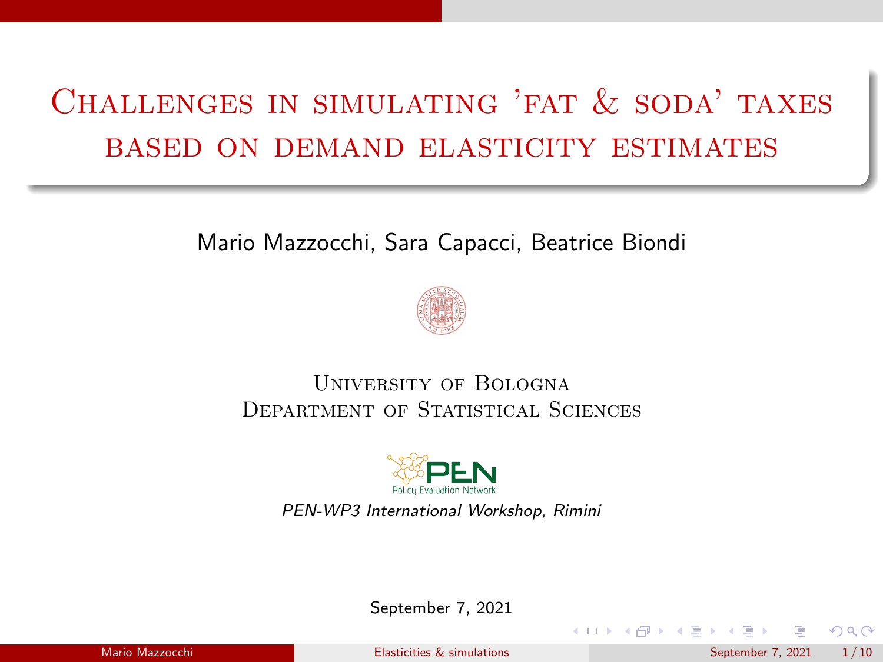# Challenges in simulating 'fat & soda' taxes based on demand elasticity estimates

Mario Mazzocchi, Sara Capacci, Beatrice Biondi

University of Bologna
Department of Statistical Sciences

PEN
Policy Evaluation Network

*PEN-WP3 International Workshop, Rimini*

September 7, 2021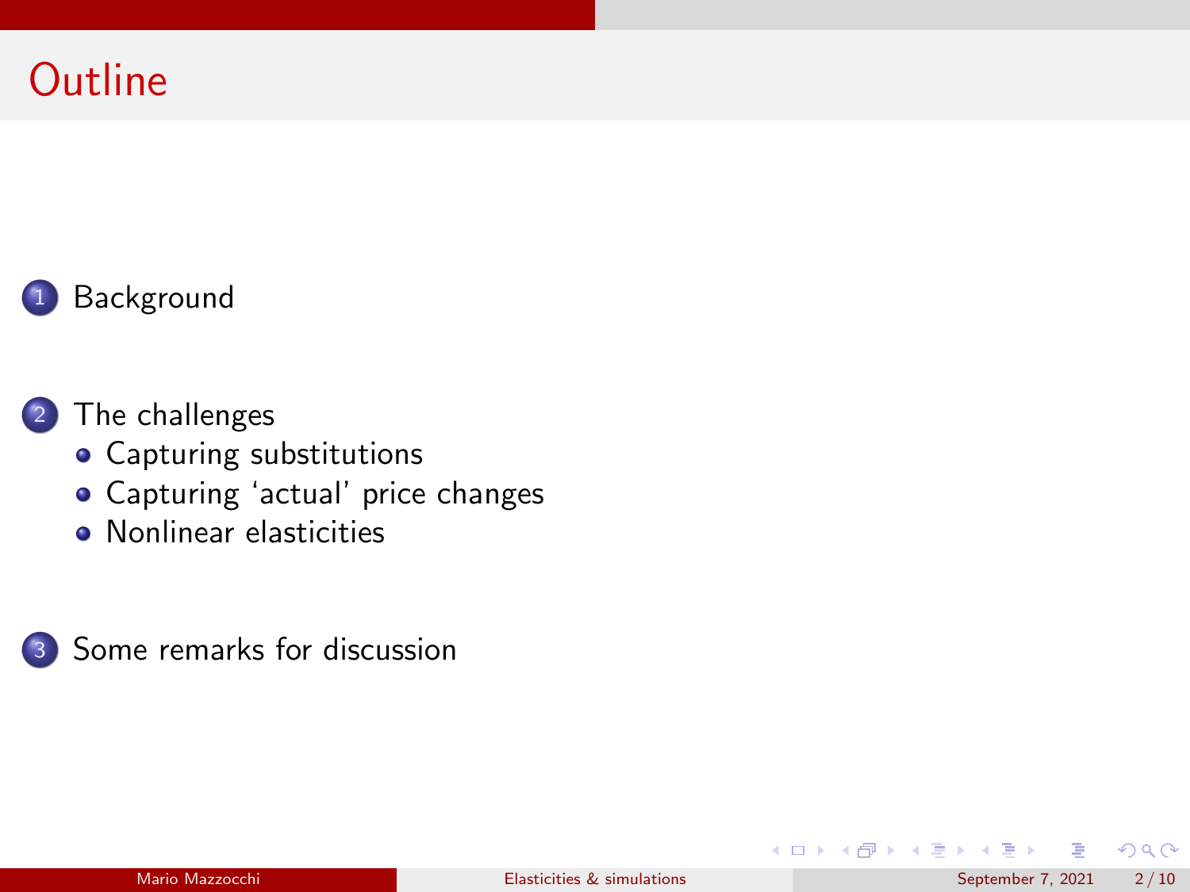# Outline

1. Background
2. The challenges
   - Capturing substitutions
   - Capturing 'actual' price changes
   - Nonlinear elasticities
3. Some remarks for discussion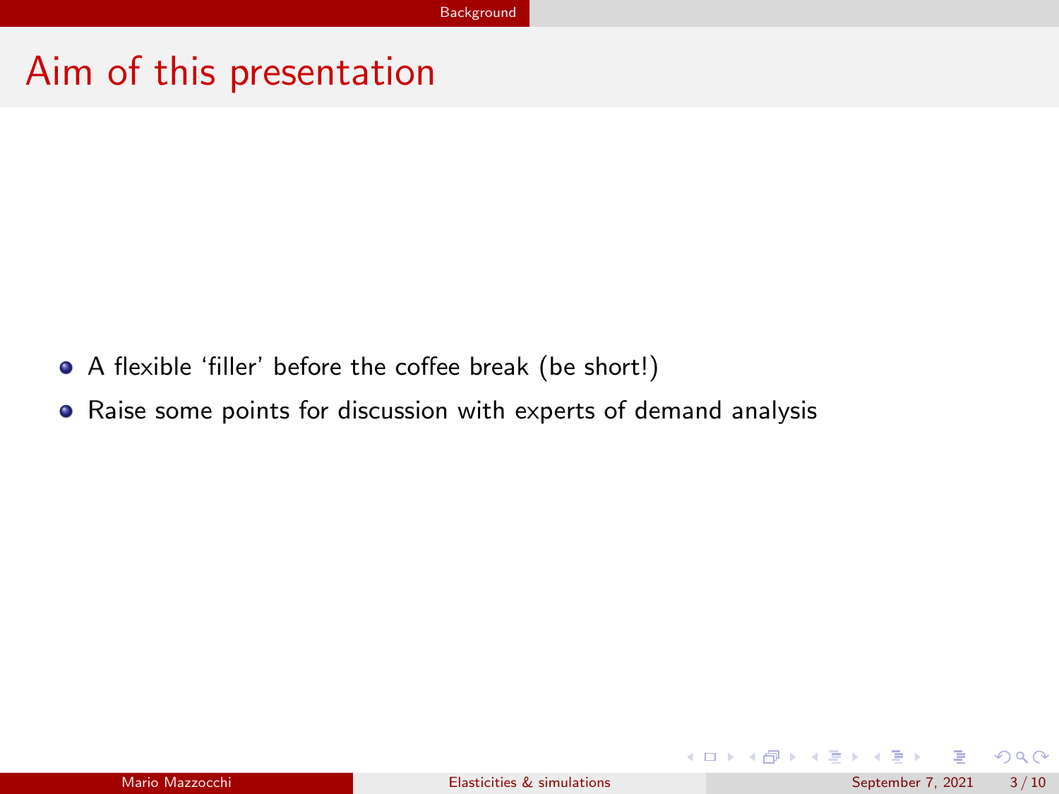# Aim of this presentation

- A flexible ‘filler’ before the coffee break (be short!)
- Raise some points for discussion with experts of demand analysis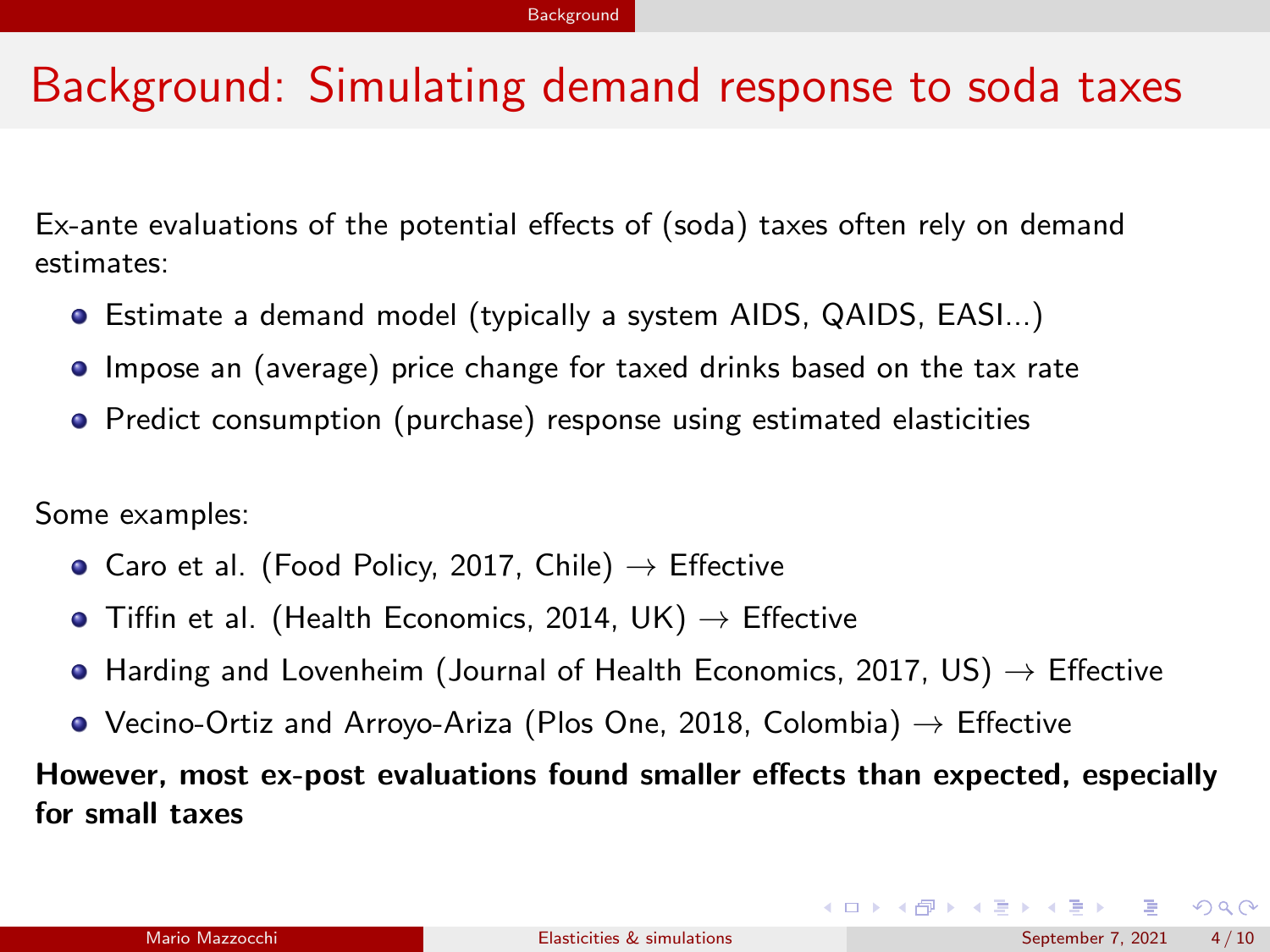# Background: Simulating demand response to soda taxes

Ex-ante evaluations of the potential effects of (soda) taxes often rely on demand estimates:

- Estimate a demand model (typically a system AIDS, QAIDS, EASI...)
- Impose an (average) price change for taxed drinks based on the tax rate
- Predict consumption (purchase) response using estimated elasticities

Some examples:

- Caro et al. (Food Policy, 2017, Chile) → Effective
- Tiffin et al. (Health Economics, 2014, UK) → Effective
- Harding and Lovenheim (Journal of Health Economics, 2017, US) → Effective
- Vecino-Ortiz and Arroyo-Ariza (Plos One, 2018, Colombia) → Effective

**However, most ex-post evaluations found smaller effects than expected, especially for small taxes**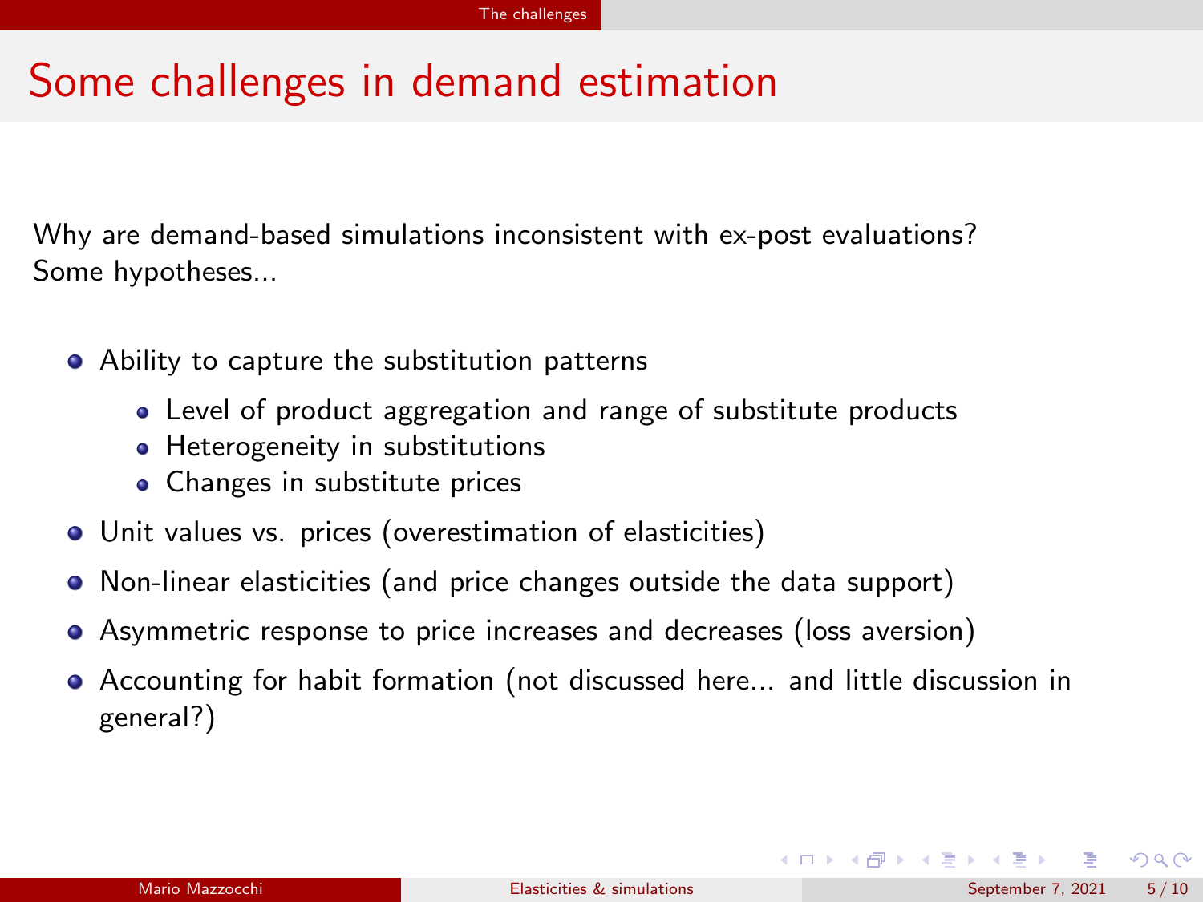# Some challenges in demand estimation

Why are demand-based simulations inconsistent with ex-post evaluations? Some hypotheses...

- Ability to capture the substitution patterns
  - Level of product aggregation and range of substitute products
  - Heterogeneity in substitutions
  - Changes in substitute prices
- Unit values vs. prices (overestimation of elasticities)
- Non-linear elasticities (and price changes outside the data support)
- Asymmetric response to price increases and decreases (loss aversion)
- Accounting for habit formation (not discussed here... and little discussion in general?)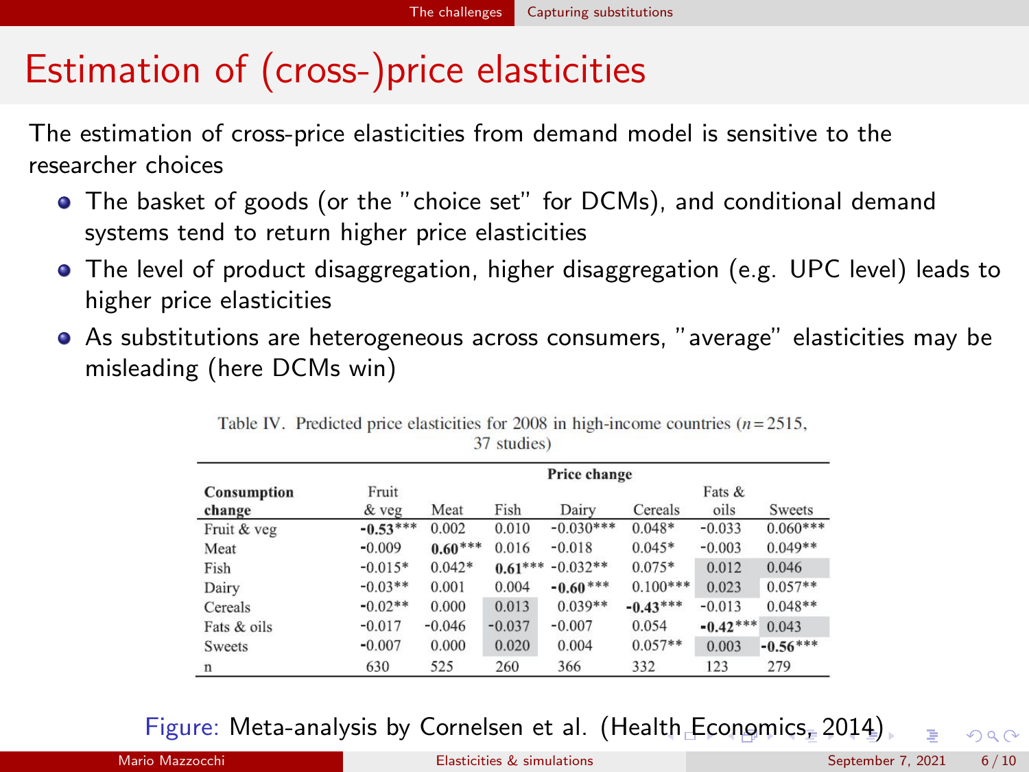# Estimation of (cross-)price elasticities

The estimation of cross-price elasticities from demand model is sensitive to the researcher choices

- The basket of goods (or the "choice set" for DCMs), and conditional demand systems tend to return higher price elasticities
- The level of product disaggregation, higher disaggregation (e.g. UPC level) leads to higher price elasticities
- As substitutions are heterogeneous across consumers, "average" elasticities may be misleading (here DCMs win)

Table IV. Predicted price elasticities for 2008 in high-income countries ($n = 2515$, 37 studies)

| Consumption change | Price change | | | | | | |
|---|---|---|---|---|---|---|---|
| | Fruit & veg | Meat | Fish | Dairy | Cereals | Fats & oils | Sweets |
| Fruit & veg | **-0.53*** ** | 0.002 | 0.010 | -0.030*** | 0.048* | -0.033 | 0.060*** |
| Meat | -0.009 | **0.60*** ** | 0.016 | -0.018 | 0.045* | -0.003 | 0.049** |
| Fish | -0.015* | 0.042* | **0.61*** ** | -0.032** | 0.075* | 0.012 | 0.046 |
| Dairy | -0.03** | 0.001 | 0.004 | **-0.60*** ** | 0.100*** | 0.023 | 0.057** |
| Cereals | -0.02** | 0.000 | 0.013 | 0.039** | **-0.43*** ** | -0.013 | 0.048** |
| Fats & oils | -0.017 | -0.046 | -0.037 | -0.007 | 0.054 | **-0.42*** ** | 0.043 |
| Sweets | -0.007 | 0.000 | 0.020 | 0.004 | 0.057** | 0.003 | **-0.56*** ** |
| n | 630 | 525 | 260 | 366 | 332 | 123 | 279 |

Figure: Meta-analysis by Cornelsen et al. (Health Economics, 2014)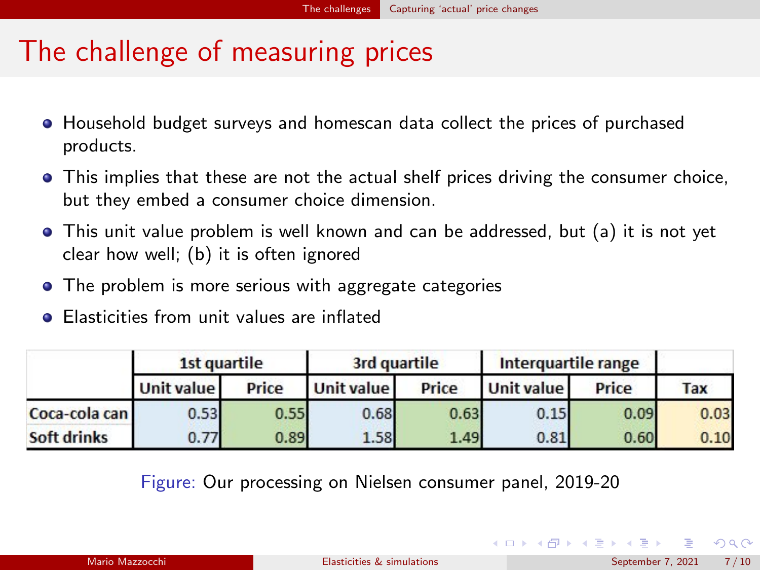# The challenge of measuring prices

- Household budget surveys and homescan data collect the prices of purchased products.
- This implies that these are not the actual shelf prices driving the consumer choice, but they embed a consumer choice dimension.
- This unit value problem is well known and can be addressed, but (a) it is not yet clear how well; (b) it is often ignored
- The problem is more serious with aggregate categories
- Elasticities from unit values are inflated

| | 1st quartile | | 3rd quartile | | Interquartile range | | |
|---|---|---|---|---|---|---|---|
| | Unit value | Price | Unit value | Price | Unit value | Price | Tax |
| Coca-cola can | 0.53 | 0.55 | 0.68 | 0.63 | 0.15 | 0.09 | 0.03 |
| Soft drinks | 0.77 | 0.89 | 1.58 | 1.49 | 0.81 | 0.60 | 0.10 |

Figure: Our processing on Nielsen consumer panel, 2019-20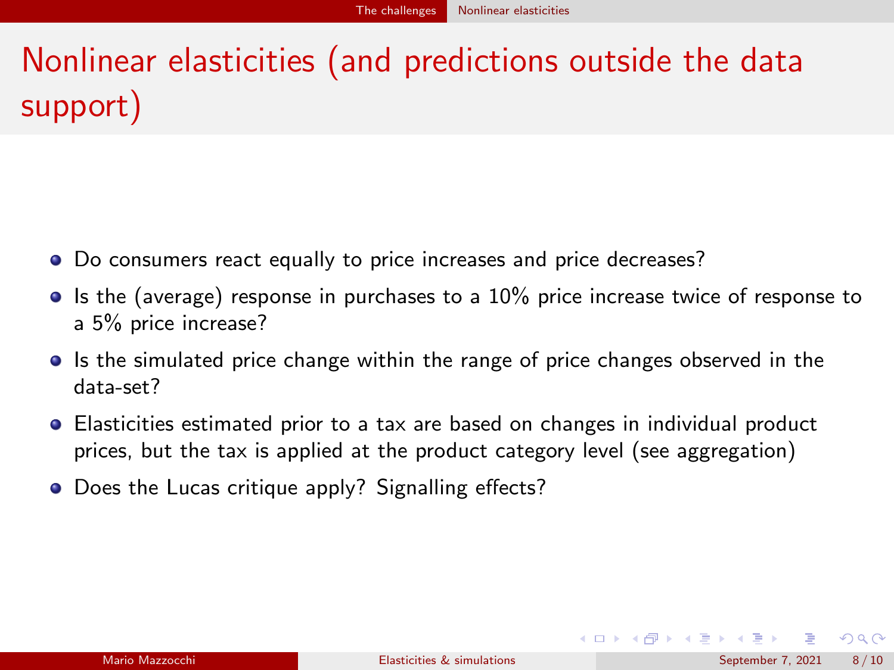# Nonlinear elasticities (and predictions outside the data support)

- Do consumers react equally to price increases and price decreases?
- Is the (average) response in purchases to a 10% price increase twice of response to a 5% price increase?
- Is the simulated price change within the range of price changes observed in the data-set?
- Elasticities estimated prior to a tax are based on changes in individual product prices, but the tax is applied at the product category level (see aggregation)
- Does the Lucas critique apply? Signalling effects?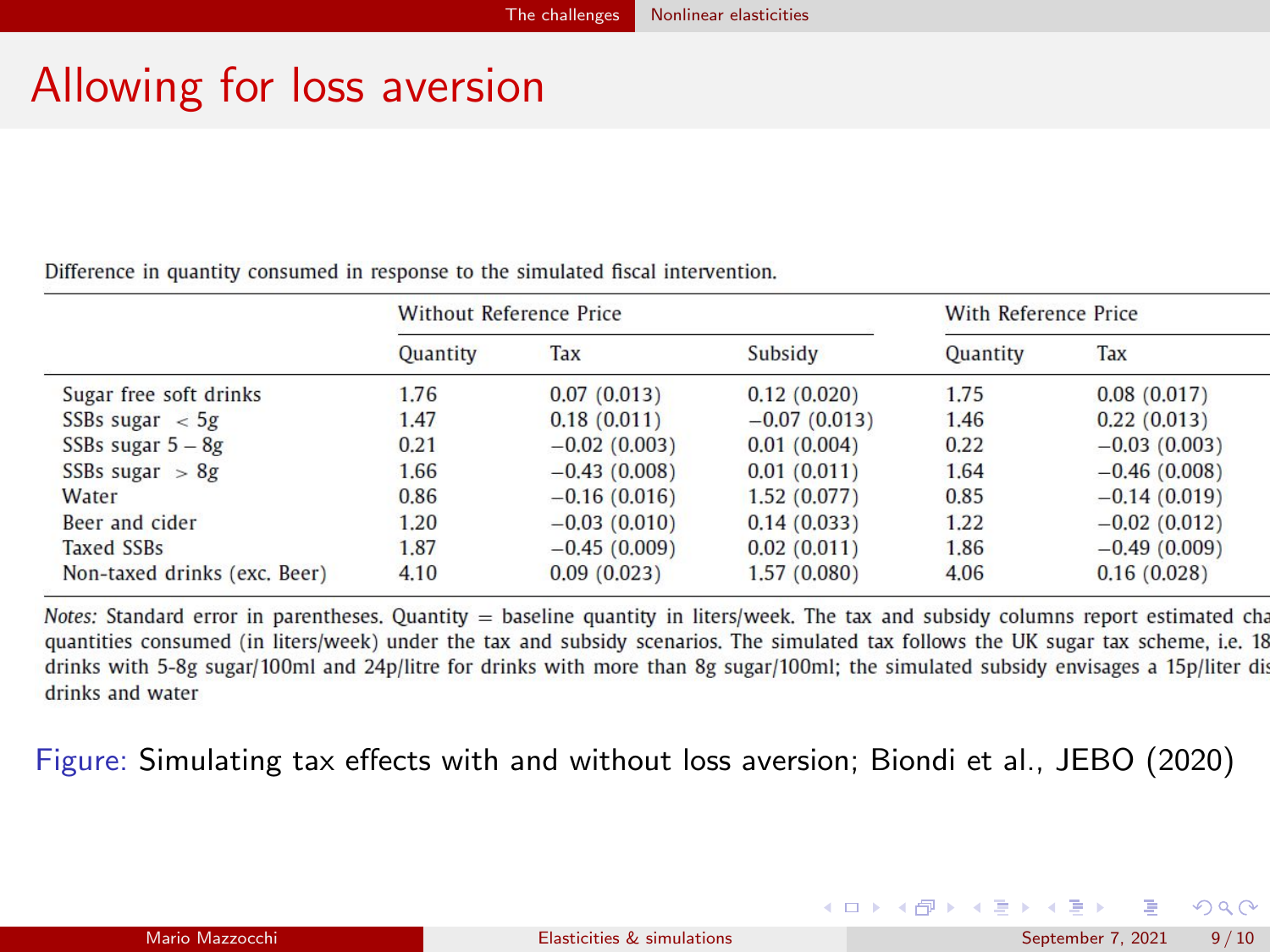# Allowing for loss aversion

Difference in quantity consumed in response to the simulated fiscal intervention.

| | Without Reference Price | | | With Reference Price | |
|---|---|---|---|---|---|
| | Quantity | Tax | Subsidy | Quantity | Tax |
| Sugar free soft drinks | 1.76 | 0.07 (0.013) | 0.12 (0.020) | 1.75 | 0.08 (0.017) |
| SSBs sugar $< 5$g | 1.47 | 0.18 (0.011) | −0.07 (0.013) | 1.46 | 0.22 (0.013) |
| SSBs sugar $5-8$g | 0.21 | −0.02 (0.003) | 0.01 (0.004) | 0.22 | −0.03 (0.003) |
| SSBs sugar $> 8$g | 1.66 | −0.43 (0.008) | 0.01 (0.011) | 1.64 | −0.46 (0.008) |
| Water | 0.86 | −0.16 (0.016) | 1.52 (0.077) | 0.85 | −0.14 (0.019) |
| Beer and cider | 1.20 | −0.03 (0.010) | 0.14 (0.033) | 1.22 | −0.02 (0.012) |
| Taxed SSBs | 1.87 | −0.45 (0.009) | 0.02 (0.011) | 1.86 | −0.49 (0.009) |
| Non-taxed drinks (exc. Beer) | 4.10 | 0.09 (0.023) | 1.57 (0.080) | 4.06 | 0.16 (0.028) |

*Notes:* Standard error in parentheses. Quantity = baseline quantity in liters/week. The tax and subsidy columns report estimated cha quantities consumed (in liters/week) under the tax and subsidy scenarios. The simulated tax follows the UK sugar tax scheme, i.e. 18 drinks with 5-8g sugar/100ml and 24p/litre for drinks with more than 8g sugar/100ml; the simulated subsidy envisages a 15p/liter dis drinks and water

Figure: Simulating tax effects with and without loss aversion; Biondi et al., JEBO (2020)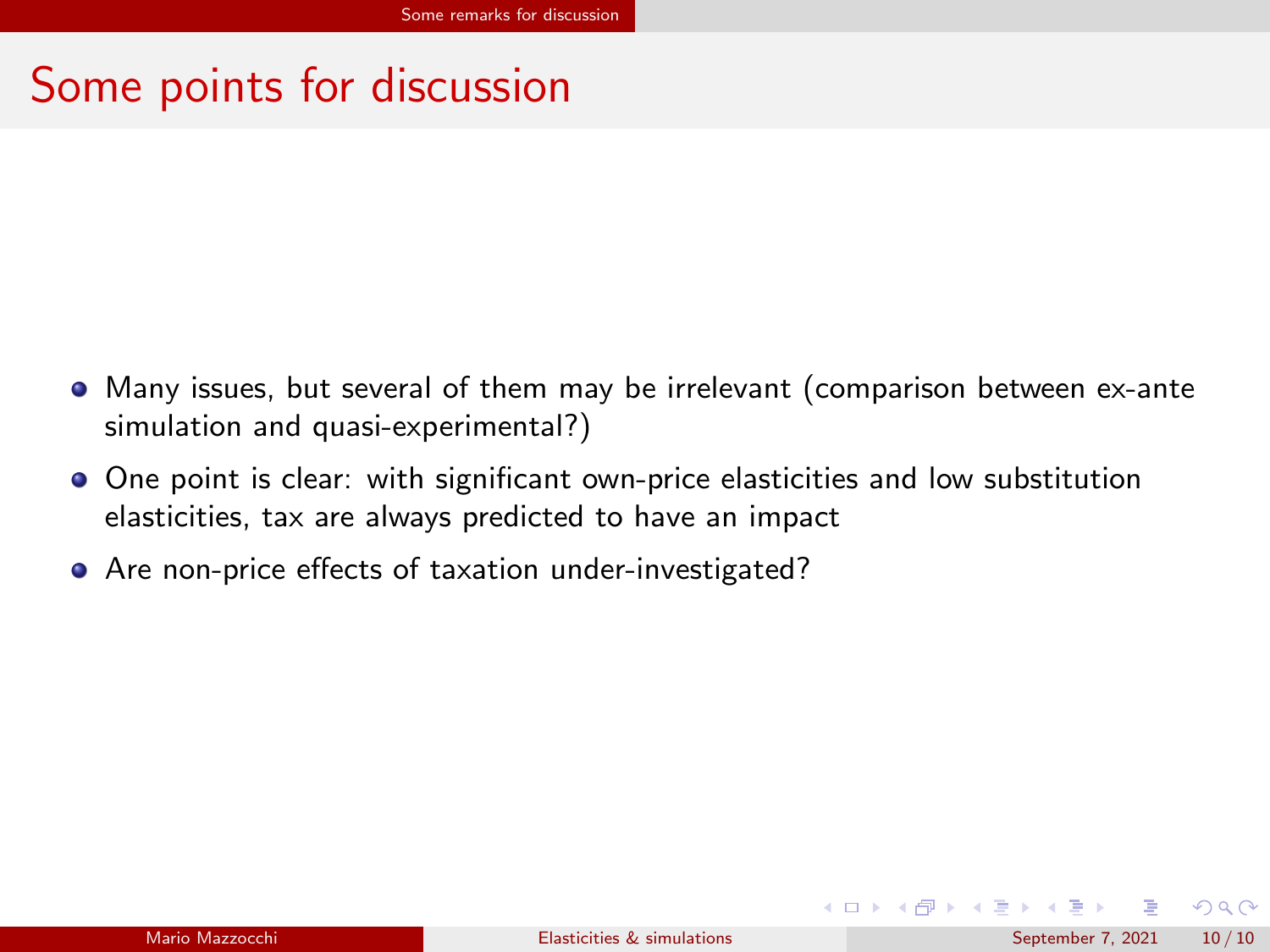# Some points for discussion

- Many issues, but several of them may be irrelevant (comparison between ex-ante simulation and quasi-experimental?)
- One point is clear: with significant own-price elasticities and low substitution elasticities, tax are always predicted to have an impact
- Are non-price effects of taxation under-investigated?